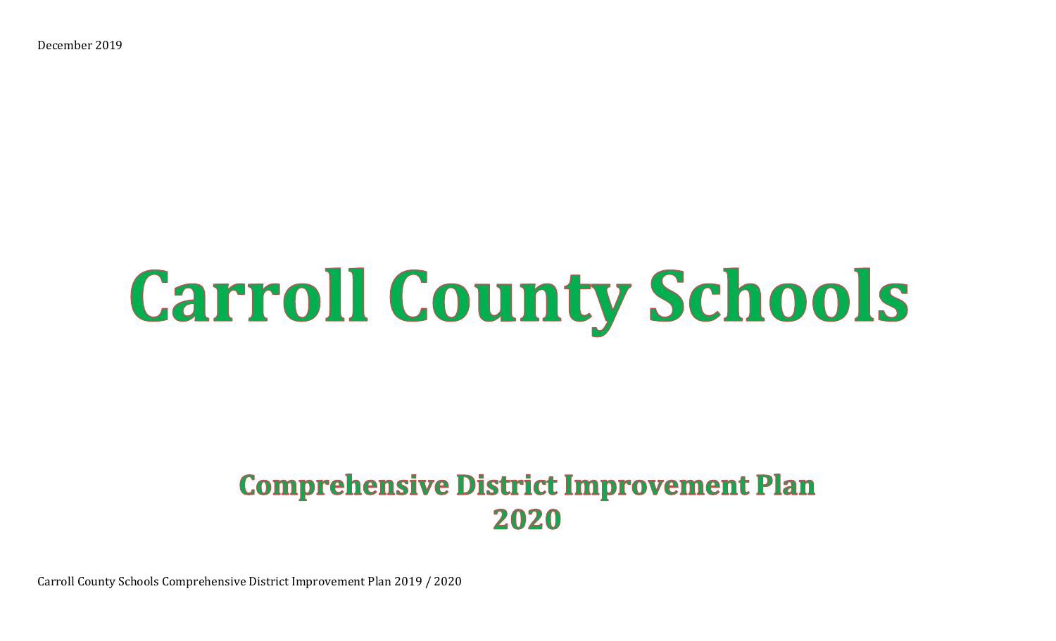December 2019

# Carroll County Schools

## Comprehensive District Improvement Plan 2020

Carroll County Schools Comprehensive District Improvement Plan 2019 / 2020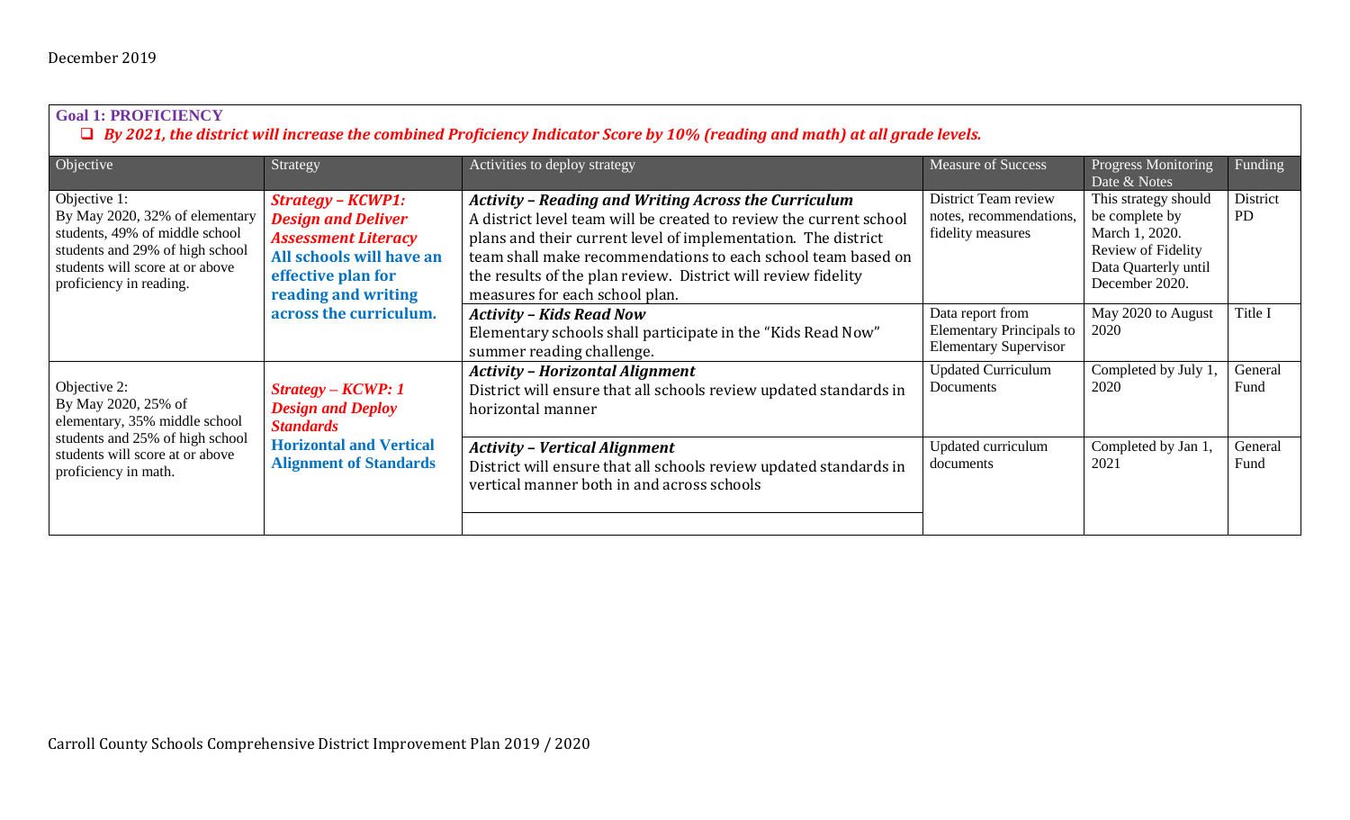## Goal 1: PROFICIENCY

- ❑ ***By 2021, the district will increase the combined Proficiency Indicator Score by 10% (reading and math) at all grade levels.***

| Objective | Strategy | Activities to deploy strategy | Measure of Success | Progress Monitoring Date & Notes | Funding |
|---|---|---|---|---|---|
| Objective 1: By May 2020, 32% of elementary students, 49% of middle school students and 29% of high school students will score at or above proficiency in reading. | ***Strategy – KCWP1: Design and Deliver Assessment Literacy*** **All schools will have an effective plan for reading and writing across the curriculum.** | ***Activity – Reading and Writing Across the Curriculum*** A district level team will be created to review the current school plans and their current level of implementation. The district team shall make recommendations to each school team based on the results of the plan review. District will review fidelity measures for each school plan. | District Team review notes, recommendations, fidelity measures | This strategy should be complete by March 1, 2020. Review of Fidelity Data Quarterly until December 2020. | District PD |
| | | ***Activity – Kids Read Now*** Elementary schools shall participate in the "Kids Read Now" summer reading challenge. | Data report from Elementary Principals to Elementary Supervisor | May 2020 to August 2020 | Title I |
| Objective 2: By May 2020, 25% of elementary, 35% middle school students and 25% of high school students will score at or above proficiency in math. | ***Strategy – KCWP: 1 Design and Deploy Standards*** **Horizontal and Vertical Alignment of Standards** | ***Activity – Horizontal Alignment*** District will ensure that all schools review updated standards in horizontal manner | Updated Curriculum Documents | Completed by July 1, 2020 | General Fund |
| | | ***Activity – Vertical Alignment*** District will ensure that all schools review updated standards in vertical manner both in and across schools | Updated curriculum documents | Completed by Jan 1, 2021 | General Fund |
| | | | | | |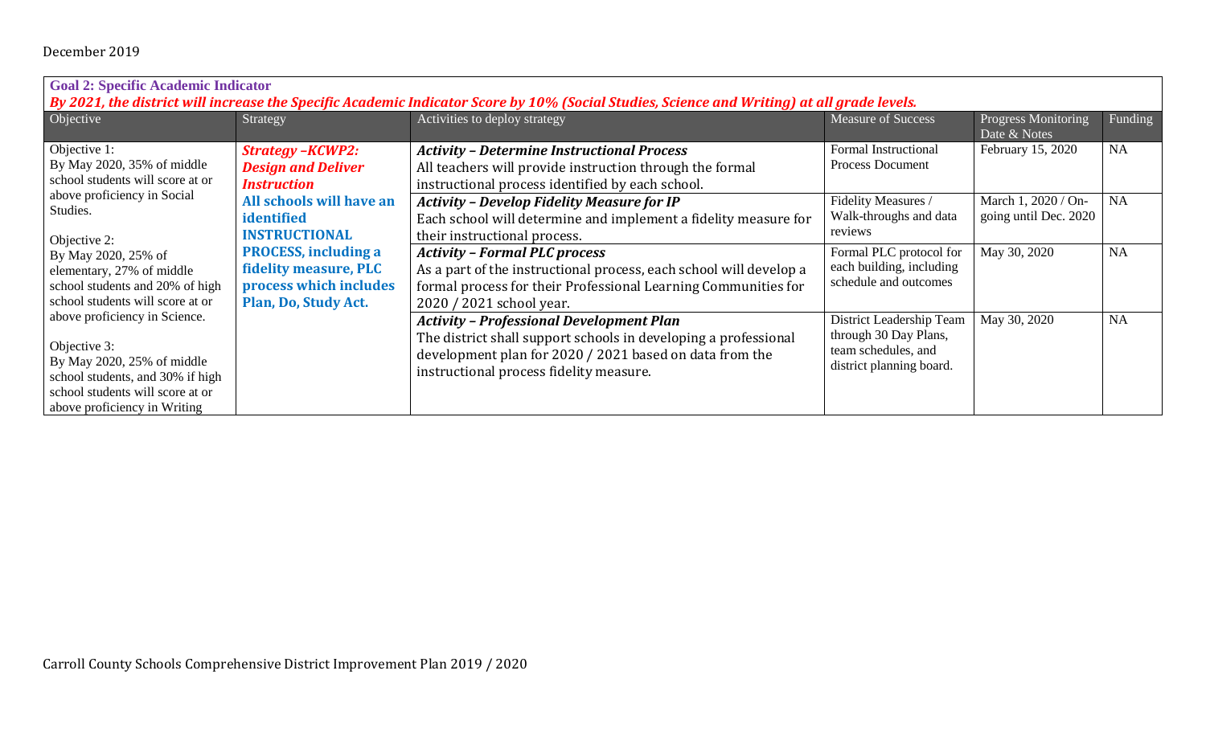December 2019

| **Goal 2: Specific Academic Indicator** *By 2021, the district will increase the Specific Academic Indicator Score by 10% (Social Studies, Science and Writing) at all grade levels.* | | | | | |
|---|---|---|---|---|---|
| Objective | Strategy | Activities to deploy strategy | Measure of Success | Progress Monitoring Date & Notes | Funding |
| Objective 1: By May 2020, 35% of middle school students will score at or above proficiency in Social Studies.<br><br>Objective 2: By May 2020, 25% of elementary, 27% of middle school students and 20% of high school students will score at or above proficiency in Science.<br><br>Objective 3: By May 2020, 25% of middle school students, and 30% if high school students will score at or above proficiency in Writing | ***Strategy –KCWP2: Design and Deliver Instruction***<br>**All schools will have an identified INSTRUCTIONAL PROCESS, including a fidelity measure, PLC process which includes Plan, Do, Study Act.** | ***Activity – Determine Instructional Process***<br>All teachers will provide instruction through the formal instructional process identified by each school. | Formal Instructional Process Document | February 15, 2020 | NA |
| | | ***Activity – Develop Fidelity Measure for IP***<br>Each school will determine and implement a fidelity measure for their instructional process. | Fidelity Measures / Walk-throughs and data reviews | March 1, 2020 / On-going until Dec. 2020 | NA |
| | | ***Activity – Formal PLC process***<br>As a part of the instructional process, each school will develop a formal process for their Professional Learning Communities for 2020 / 2021 school year. | Formal PLC protocol for each building, including schedule and outcomes | May 30, 2020 | NA |
| | | ***Activity – Professional Development Plan***<br>The district shall support schools in developing a professional development plan for 2020 / 2021 based on data from the instructional process fidelity measure. | District Leadership Team through 30 Day Plans, team schedules, and district planning board. | May 30, 2020 | NA |

Carroll County Schools Comprehensive District Improvement Plan 2019 / 2020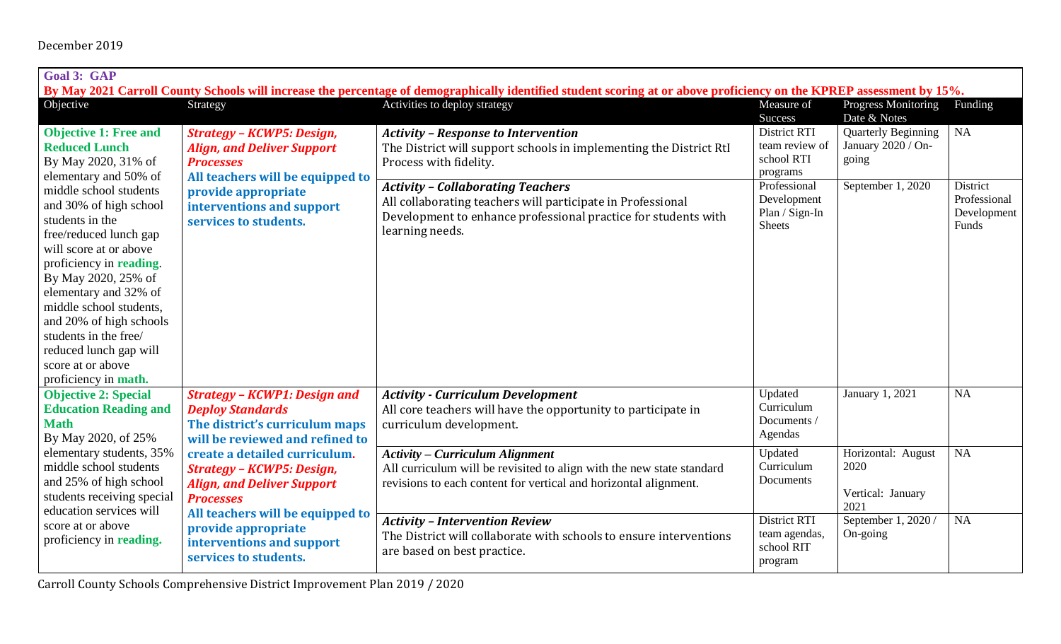December 2019

**Goal 3: GAP**

**By May 2021 Carroll County Schools will increase the percentage of demographically identified student scoring at or above proficiency on the KPREP assessment by 15%.**

| Objective | Strategy | Activities to deploy strategy | Measure of Success | Progress Monitoring Date & Notes | Funding |
|---|---|---|---|---|---|
| **Objective 1: Free and Reduced Lunch** By May 2020, 31% of elementary and 50% of middle school students and 30% of high school students in the free/reduced lunch gap will score at or above proficiency in **reading**. By May 2020, 25% of elementary and 32% of middle school students, and 20% of high schools students in the free/ reduced lunch gap will score at or above proficiency in **math.** | ***Strategy – KCWP5: Design, Align, and Deliver Support Processes*** **All teachers will be equipped to provide appropriate interventions and support services to students.** | ***Activity – Response to Intervention*** The District will support schools in implementing the District RtI Process with fidelity. | District RTI team review of school RTI programs | Quarterly Beginning January 2020 / On-going | NA |
| | | ***Activity – Collaborating Teachers*** All collaborating teachers will participate in Professional Development to enhance professional practice for students with learning needs. | Professional Development Plan / Sign-In Sheets | September 1, 2020 | District Professional Development Funds |
| **Objective 2: Special Education Reading and Math** By May 2020, of 25% elementary students, 35% middle school students and 25% of high school students receiving special education services will score at or above proficiency in **reading.** | ***Strategy – KCWP1: Design and Deploy Standards*** **The district's curriculum maps will be reviewed and refined to create a detailed curriculum.** ***Strategy – KCWP5: Design, Align, and Deliver Support Processes*** **All teachers will be equipped to provide appropriate interventions and support services to students.** | ***Activity - Curriculum Development*** All core teachers will have the opportunity to participate in curriculum development. | Updated Curriculum Documents / Agendas | January 1, 2021 | NA |
| | | ***Activity – Curriculum Alignment*** All curriculum will be revisited to align with the new state standard revisions to each content for vertical and horizontal alignment. | Updated Curriculum Documents | Horizontal: August 2020<br>Vertical: January 2021 | NA |
| | | ***Activity – Intervention Review*** The District will collaborate with schools to ensure interventions are based on best practice. | District RTI team agendas, school RIT program | September 1, 2020 / On-going | NA |

Carroll County Schools Comprehensive District Improvement Plan 2019 / 2020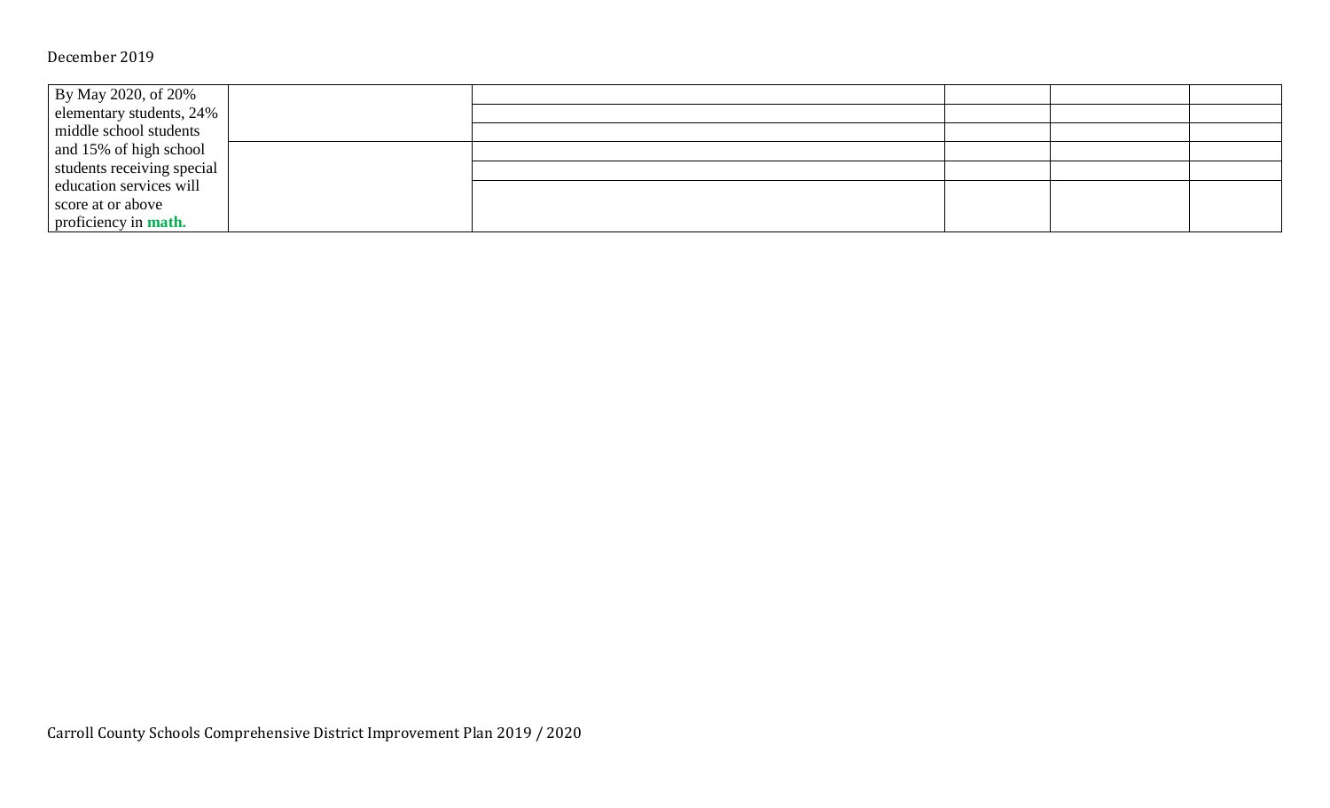| | | | | | |
|---|---|---|---|---|---|
| By May 2020, of 20% elementary students, 24% middle school students and 15% of high school students receiving special education services will score at or above proficiency in **math.** | | | | | |
| | | | | | |
| | | | | | |
| | | | | | |
| | | | | | |
| | | | | | |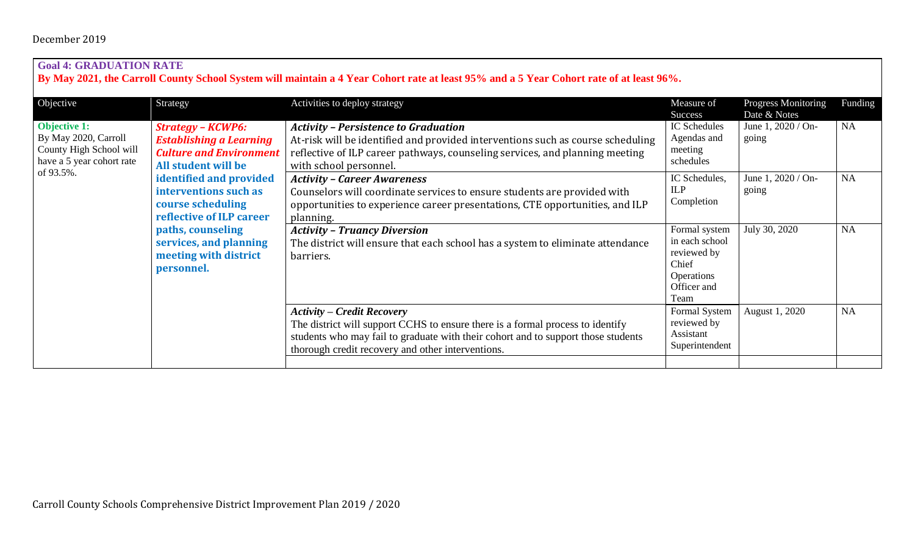December 2019

**Goal 4: GRADUATION RATE**

**By May 2021, the Carroll County School System will maintain a 4 Year Cohort rate at least 95% and a 5 Year Cohort rate of at least 96%.**

| Objective | Strategy | Activities to deploy strategy | Measure of Success | Progress Monitoring Date & Notes | Funding |
|---|---|---|---|---|---|
| **Objective 1:** By May 2020, Carroll County High School will have a 5 year cohort rate of 93.5%. | ***Strategy – KCWP6: Establishing a Learning Culture and Environment*** **All student will be identified and provided interventions such as course scheduling reflective of ILP career paths, counseling services, and planning meeting with district personnel.** | ***Activity – Persistence to Graduation*** At-risk will be identified and provided interventions such as course scheduling reflective of ILP career pathways, counseling services, and planning meeting with school personnel. | IC Schedules Agendas and meeting schedules | June 1, 2020 / On-going | NA |
| | | ***Activity – Career Awareness*** Counselors will coordinate services to ensure students are provided with opportunities to experience career presentations, CTE opportunities, and ILP planning. | IC Schedules, ILP Completion | June 1, 2020 / On-going | NA |
| | | ***Activity – Truancy Diversion*** The district will ensure that each school has a system to eliminate attendance barriers. | Formal system in each school reviewed by Chief Operations Officer and Team | July 30, 2020 | NA |
| | | ***Activity – Credit Recovery*** The district will support CCHS to ensure there is a formal process to identify students who may fail to graduate with their cohort and to support those students thorough credit recovery and other interventions. | Formal System reviewed by Assistant Superintendent | August 1, 2020 | NA |
| | | | | | |

Carroll County Schools Comprehensive District Improvement Plan 2019 / 2020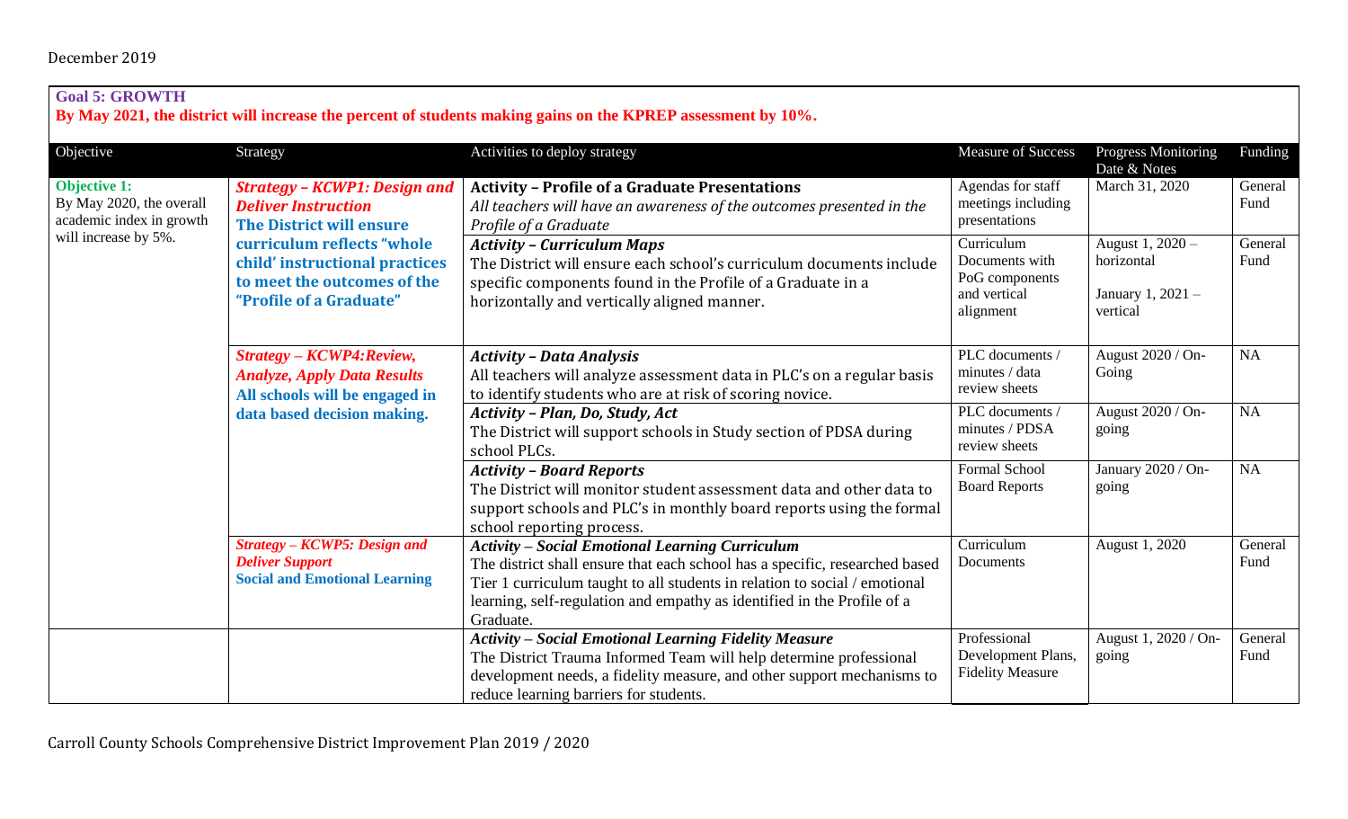December 2019

**Goal 5: GROWTH**

**By May 2021, the district will increase the percent of students making gains on the KPREP assessment by 10%.**

| Objective | Strategy | Activities to deploy strategy | Measure of Success | Progress Monitoring Date & Notes | Funding |
|---|---|---|---|---|---|
| **Objective 1:** By May 2020, the overall academic index in growth will increase by 5%. | ***Strategy – KCWP1: Design and Deliver Instruction*** **The District will ensure curriculum reflects "whole child' instructional practices to meet the outcomes of the "Profile of a Graduate"** | **Activity – Profile of a Graduate Presentations** *All teachers will have an awareness of the outcomes presented in the Profile of a Graduate* | Agendas for staff meetings including presentations | March 31, 2020 | General Fund |
| | | ***Activity – Curriculum Maps*** The District will ensure each school's curriculum documents include specific components found in the Profile of a Graduate in a horizontally and vertically aligned manner. | Curriculum Documents with PoG components and vertical alignment | August 1, 2020 – horizontal<br>January 1, 2021 – vertical | General Fund |
| | ***Strategy – KCWP4:Review, Analyze, Apply Data Results*** **All schools will be engaged in data based decision making.** | ***Activity – Data Analysis*** All teachers will analyze assessment data in PLC's on a regular basis to identify students who are at risk of scoring novice. | PLC documents / minutes / data review sheets | August 2020 / On-Going | NA |
| | | ***Activity – Plan, Do, Study, Act*** The District will support schools in Study section of PDSA during school PLCs. | PLC documents / minutes / PDSA review sheets | August 2020 / On-going | NA |
| | | ***Activity – Board Reports*** The District will monitor student assessment data and other data to support schools and PLC's in monthly board reports using the formal school reporting process. | Formal School Board Reports | January 2020 / On-going | NA |
| | ***Strategy – KCWP5: Design and Deliver Support*** **Social and Emotional Learning** | ***Activity – Social Emotional Learning Curriculum*** The district shall ensure that each school has a specific, researched based Tier 1 curriculum taught to all students in relation to social / emotional learning, self-regulation and empathy as identified in the Profile of a Graduate. | Curriculum Documents | August 1, 2020 | General Fund |
| | | ***Activity – Social Emotional Learning Fidelity Measure*** The District Trauma Informed Team will help determine professional development needs, a fidelity measure, and other support mechanisms to reduce learning barriers for students. | Professional Development Plans, Fidelity Measure | August 1, 2020 / On-going | General Fund |

Carroll County Schools Comprehensive District Improvement Plan 2019 / 2020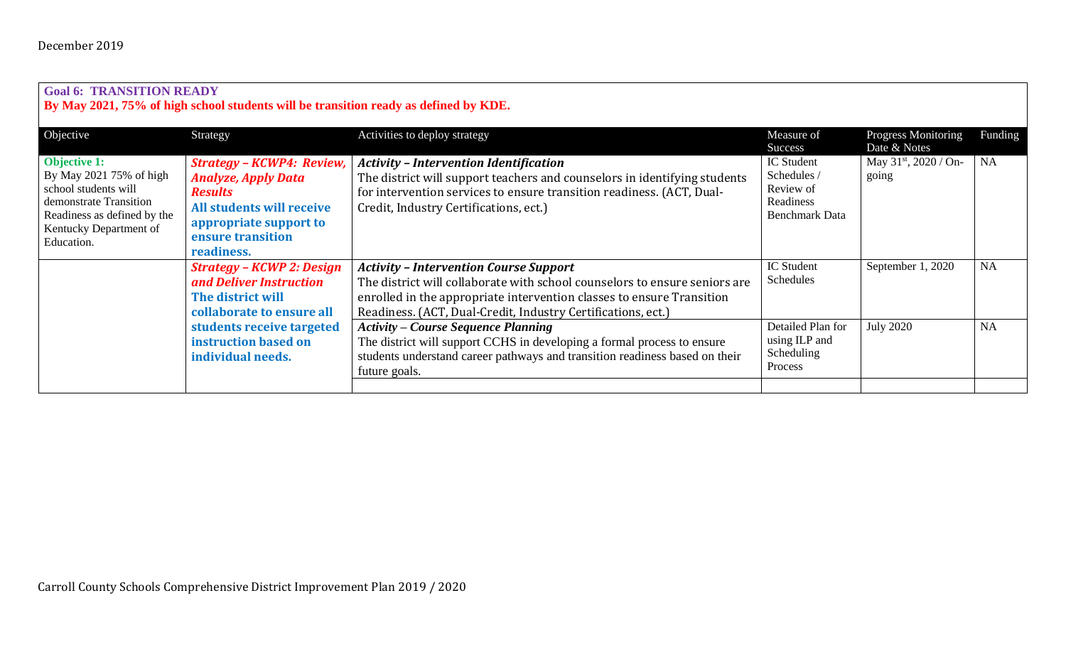December 2019

**Goal 6: TRANSITION READY**
**By May 2021, 75% of high school students will be transition ready as defined by KDE.**

| Objective | Strategy | Activities to deploy strategy | Measure of Success | Progress Monitoring Date & Notes | Funding |
|---|---|---|---|---|---|
| **Objective 1:** By May 2021 75% of high school students will demonstrate Transition Readiness as defined by the Kentucky Department of Education. | ***Strategy – KCWP4: Review, Analyze, Apply Data Results*** **All students will receive appropriate support to ensure transition readiness.** | ***Activity – Intervention Identification*** The district will support teachers and counselors in identifying students for intervention services to ensure transition readiness. (ACT, Dual-Credit, Industry Certifications, ect.) | IC Student Schedules / Review of Readiness Benchmark Data | May 31st, 2020 / On-going | NA |
| | ***Strategy – KCWP 2: Design and Deliver Instruction*** **The district will collaborate to ensure all students receive targeted instruction based on individual needs.** | ***Activity – Intervention Course Support*** The district will collaborate with school counselors to ensure seniors are enrolled in the appropriate intervention classes to ensure Transition Readiness. (ACT, Dual-Credit, Industry Certifications, ect.) | IC Student Schedules | September 1, 2020 | NA |
| | | ***Activity – Course Sequence Planning*** The district will support CCHS in developing a formal process to ensure students understand career pathways and transition readiness based on their future goals. | Detailed Plan for using ILP and Scheduling Process | July 2020 | NA |
| | | | | | |

Carroll County Schools Comprehensive District Improvement Plan 2019 / 2020